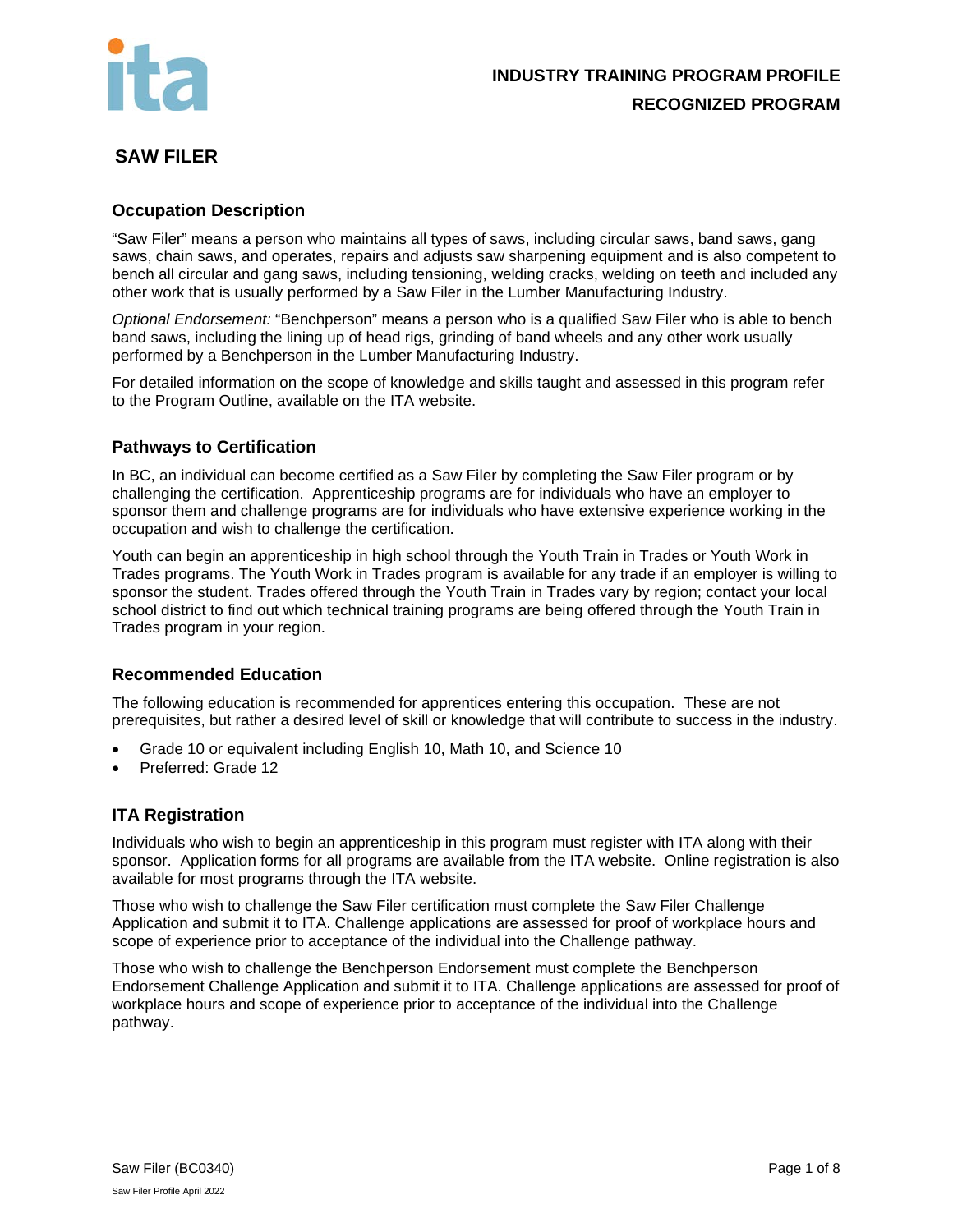**INDUSTRY TRAINING PROGRAM PROFILE**
**RECOGNIZED PROGRAM**

# SAW FILER

## Occupation Description

"Saw Filer" means a person who maintains all types of saws, including circular saws, band saws, gang saws, chain saws, and operates, repairs and adjusts saw sharpening equipment and is also competent to bench all circular and gang saws, including tensioning, welding cracks, welding on teeth and included any other work that is usually performed by a Saw Filer in the Lumber Manufacturing Industry.

*Optional Endorsement:* "Benchperson" means a person who is a qualified Saw Filer who is able to bench band saws, including the lining up of head rigs, grinding of band wheels and any other work usually performed by a Benchperson in the Lumber Manufacturing Industry.

For detailed information on the scope of knowledge and skills taught and assessed in this program refer to the Program Outline, available on the ITA website.

## Pathways to Certification

In BC, an individual can become certified as a Saw Filer by completing the Saw Filer program or by challenging the certification. Apprenticeship programs are for individuals who have an employer to sponsor them and challenge programs are for individuals who have extensive experience working in the occupation and wish to challenge the certification.

Youth can begin an apprenticeship in high school through the Youth Train in Trades or Youth Work in Trades programs. The Youth Work in Trades program is available for any trade if an employer is willing to sponsor the student. Trades offered through the Youth Train in Trades vary by region; contact your local school district to find out which technical training programs are being offered through the Youth Train in Trades program in your region.

## Recommended Education

The following education is recommended for apprentices entering this occupation. These are not prerequisites, but rather a desired level of skill or knowledge that will contribute to success in the industry.

- Grade 10 or equivalent including English 10, Math 10, and Science 10
- Preferred: Grade 12

## ITA Registration

Individuals who wish to begin an apprenticeship in this program must register with ITA along with their sponsor. Application forms for all programs are available from the ITA website. Online registration is also available for most programs through the ITA website.

Those who wish to challenge the Saw Filer certification must complete the Saw Filer Challenge Application and submit it to ITA. Challenge applications are assessed for proof of workplace hours and scope of experience prior to acceptance of the individual into the Challenge pathway.

Those who wish to challenge the Benchperson Endorsement must complete the Benchperson Endorsement Challenge Application and submit it to ITA. Challenge applications are assessed for proof of workplace hours and scope of experience prior to acceptance of the individual into the Challenge pathway.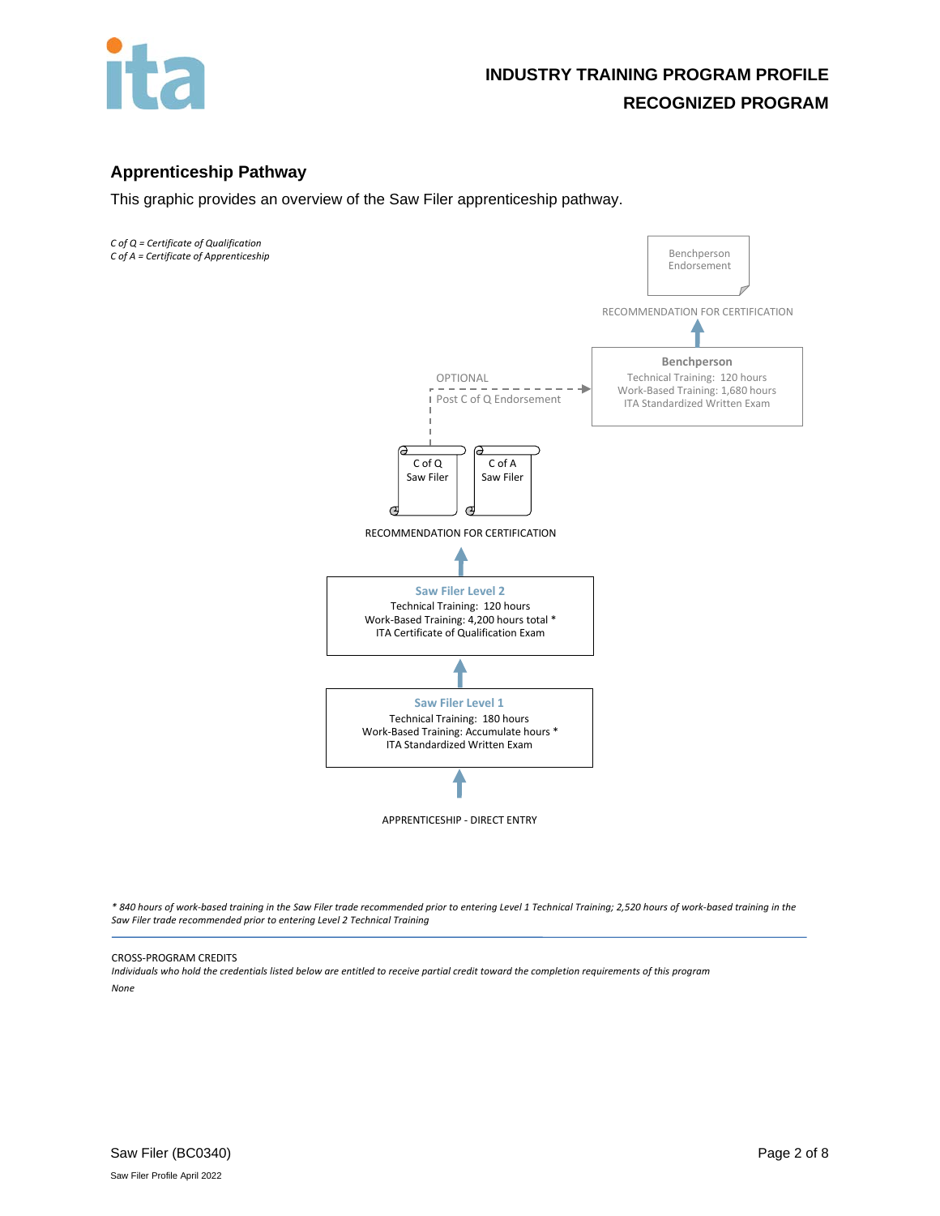## Apprenticeship Pathway

This graphic provides an overview of the Saw Filer apprenticeship pathway.

*C of Q = Certificate of Qualification*
*C of A = Certificate of Apprenticeship*

Benchperson Endorsement

RECOMMENDATION FOR CERTIFICATION

**Benchperson**
Technical Training: 120 hours
Work-Based Training: 1,680 hours
ITA Standardized Written Exam

OPTIONAL
Post C of Q Endorsement

C of Q
Saw Filer

C of A
Saw Filer

RECOMMENDATION FOR CERTIFICATION

**Saw Filer Level 2**
Technical Training: 120 hours
Work-Based Training: 4,200 hours total *
ITA Certificate of Qualification Exam

**Saw Filer Level 1**
Technical Training: 180 hours
Work-Based Training: Accumulate hours *
ITA Standardized Written Exam

APPRENTICESHIP - DIRECT ENTRY

*\* 840 hours of work-based training in the Saw Filer trade recommended prior to entering Level 1 Technical Training; 2,520 hours of work-based training in the Saw Filer trade recommended prior to entering Level 2 Technical Training*

CROSS-PROGRAM CREDITS
*Individuals who hold the credentials listed below are entitled to receive partial credit toward the completion requirements of this program*

*None*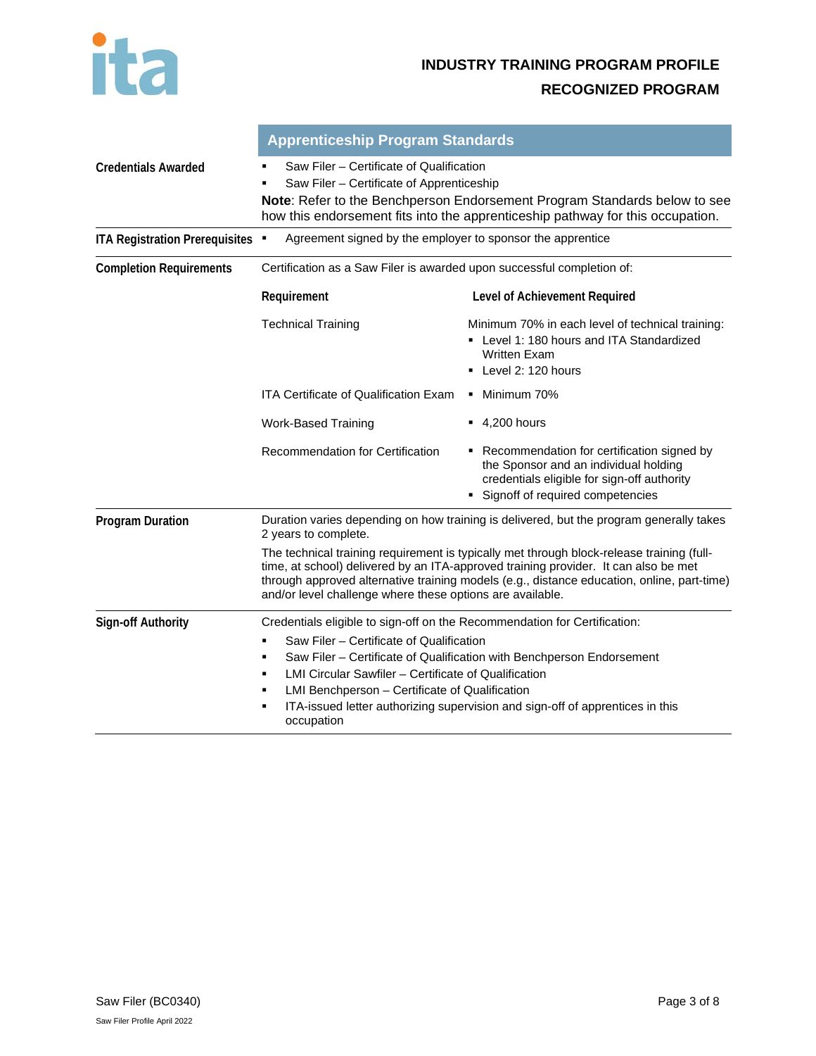## Apprenticeship Program Standards

**Credentials Awarded**

- Saw Filer – Certificate of Qualification
- Saw Filer – Certificate of Apprenticeship

**Note**: Refer to the Benchperson Endorsement Program Standards below to see how this endorsement fits into the apprenticeship pathway for this occupation.

**ITA Registration Prerequisites**

- Agreement signed by the employer to sponsor the apprentice

**Completion Requirements**

Certification as a Saw Filer is awarded upon successful completion of:

| Requirement | Level of Achievement Required |
|---|---|
| Technical Training | Minimum 70% in each level of technical training:<br>▪ Level 1: 180 hours and ITA Standardized Written Exam<br>▪ Level 2: 120 hours |
| ITA Certificate of Qualification Exam | ▪ Minimum 70% |
| Work-Based Training | ▪ 4,200 hours |
| Recommendation for Certification | ▪ Recommendation for certification signed by the Sponsor and an individual holding credentials eligible for sign-off authority<br>▪ Signoff of required competencies |

**Program Duration**

Duration varies depending on how training is delivered, but the program generally takes 2 years to complete.

The technical training requirement is typically met through block-release training (full-time, at school) delivered by an ITA-approved training provider. It can also be met through approved alternative training models (e.g., distance education, online, part-time) and/or level challenge where these options are available.

**Sign-off Authority**

Credentials eligible to sign-off on the Recommendation for Certification:

- Saw Filer – Certificate of Qualification
- Saw Filer – Certificate of Qualification with Benchperson Endorsement
- LMI Circular Sawfiler – Certificate of Qualification
- LMI Benchperson – Certificate of Qualification
- ITA-issued letter authorizing supervision and sign-off of apprentices in this occupation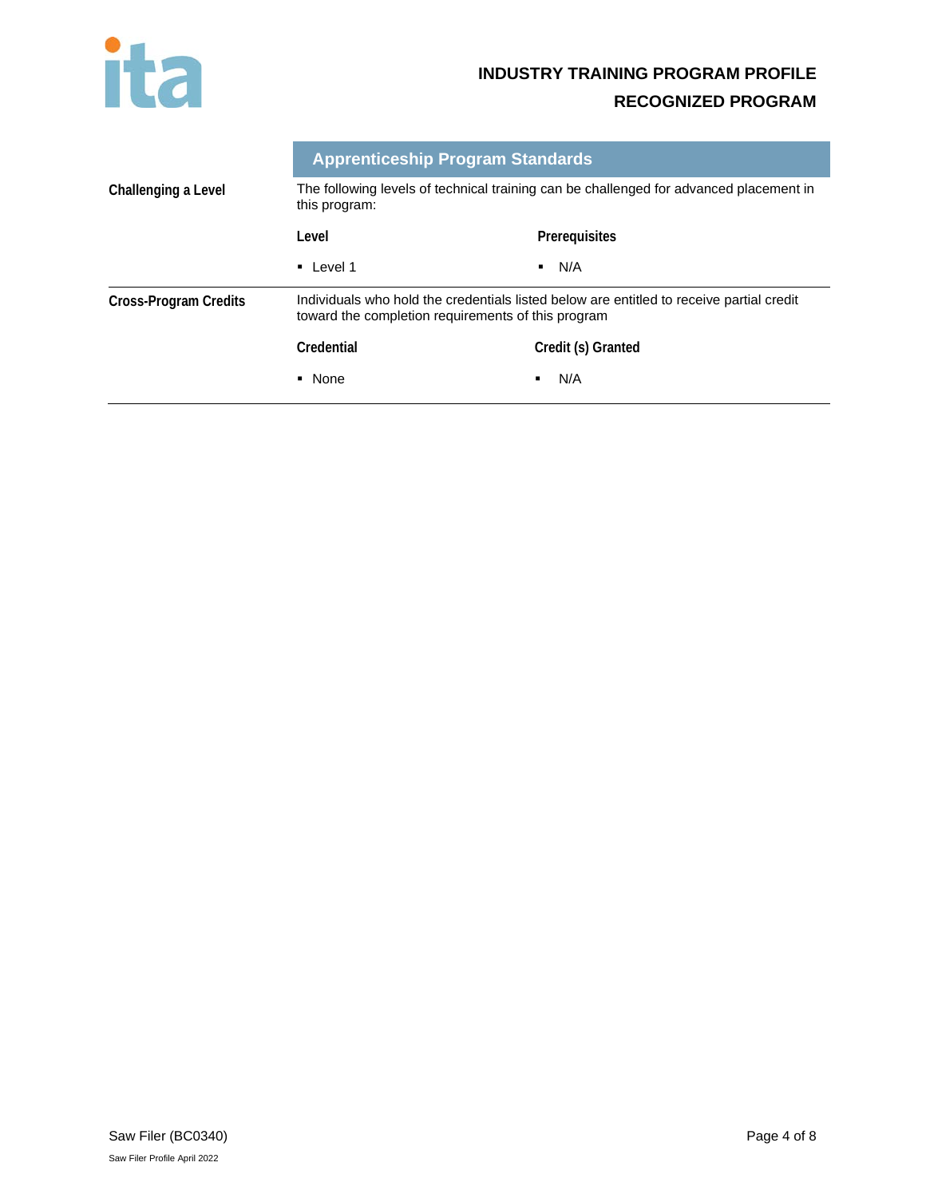## Apprenticeship Program Standards

**Challenging a Level**

The following levels of technical training can be challenged for advanced placement in this program:

| Level | Prerequisites |
|---|---|
| ▪ Level 1 | ▪ N/A |

**Cross-Program Credits**

Individuals who hold the credentials listed below are entitled to receive partial credit toward the completion requirements of this program

| Credential | Credit (s) Granted |
|---|---|
| ▪ None | ▪ N/A |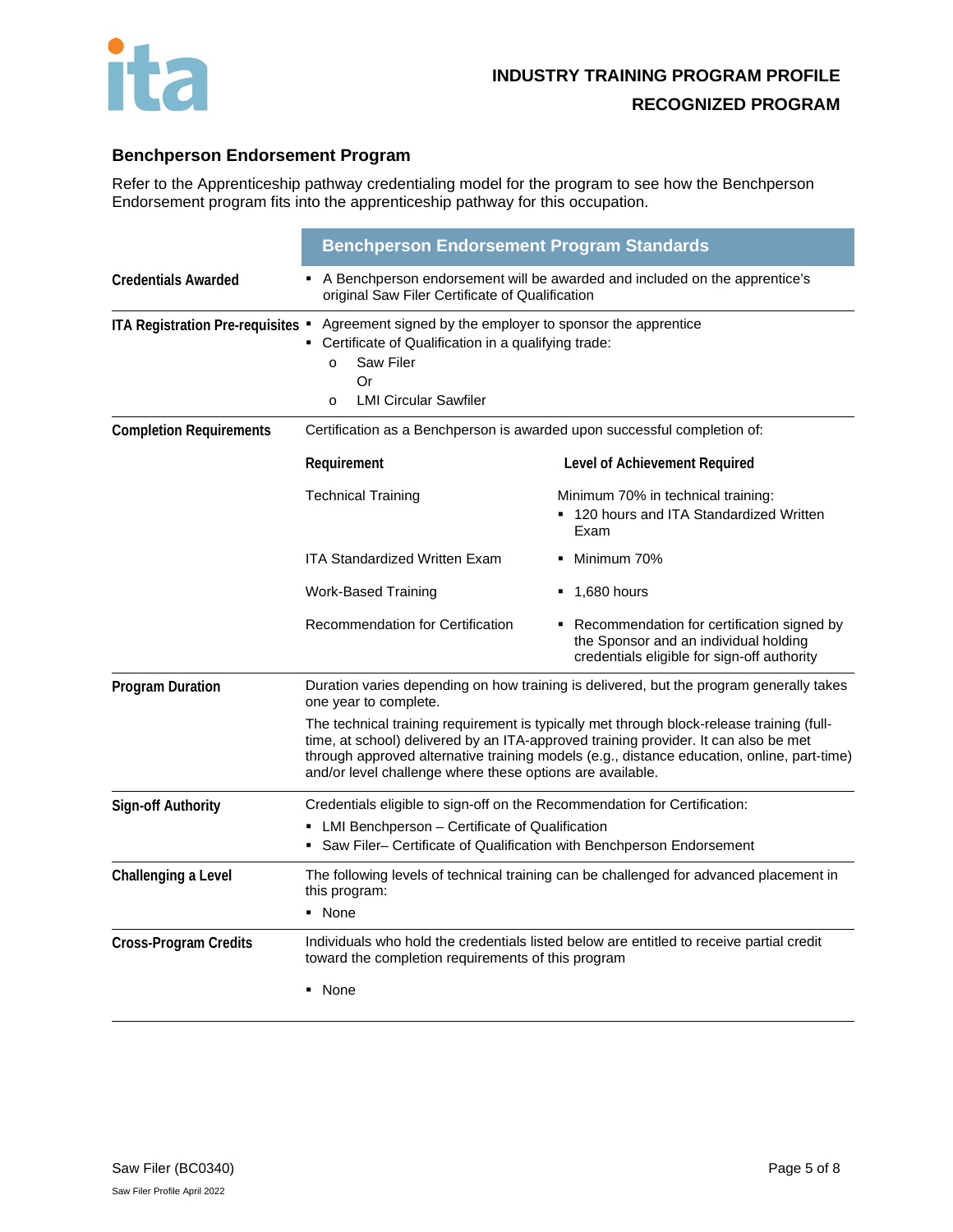**INDUSTRY TRAINING PROGRAM PROFILE**

**RECOGNIZED PROGRAM**

## Benchperson Endorsement Program

Refer to the Apprenticeship pathway credentialing model for the program to see how the Benchperson Endorsement program fits into the apprenticeship pathway for this occupation.

| | Benchperson Endorsement Program Standards |
|---|---|
| **Credentials Awarded** | ▪ A Benchperson endorsement will be awarded and included on the apprentice's original Saw Filer Certificate of Qualification |
| **ITA Registration Pre-requisites** | ▪ Agreement signed by the employer to sponsor the apprentice<br>▪ Certificate of Qualification in a qualifying trade:<br>o Saw Filer<br>Or<br>o LMI Circular Sawfiler |
| **Completion Requirements** | Certification as a Benchperson is awarded upon successful completion of:<br>**Requirement** — **Level of Achievement Required**<br>Technical Training — Minimum 70% in technical training: ▪ 120 hours and ITA Standardized Written Exam<br>ITA Standardized Written Exam — ▪ Minimum 70%<br>Work-Based Training — ▪ 1,680 hours<br>Recommendation for Certification — ▪ Recommendation for certification signed by the Sponsor and an individual holding credentials eligible for sign-off authority |
| **Program Duration** | Duration varies depending on how training is delivered, but the program generally takes one year to complete.<br>The technical training requirement is typically met through block-release training (full-time, at school) delivered by an ITA-approved training provider. It can also be met through approved alternative training models (e.g., distance education, online, part-time) and/or level challenge where these options are available. |
| **Sign-off Authority** | Credentials eligible to sign-off on the Recommendation for Certification:<br>▪ LMI Benchperson – Certificate of Qualification<br>▪ Saw Filer– Certificate of Qualification with Benchperson Endorsement |
| **Challenging a Level** | The following levels of technical training can be challenged for advanced placement in this program:<br>▪ None |
| **Cross-Program Credits** | Individuals who hold the credentials listed below are entitled to receive partial credit toward the completion requirements of this program<br>▪ None |

Saw Filer (BC0340)

Saw Filer Profile April 2022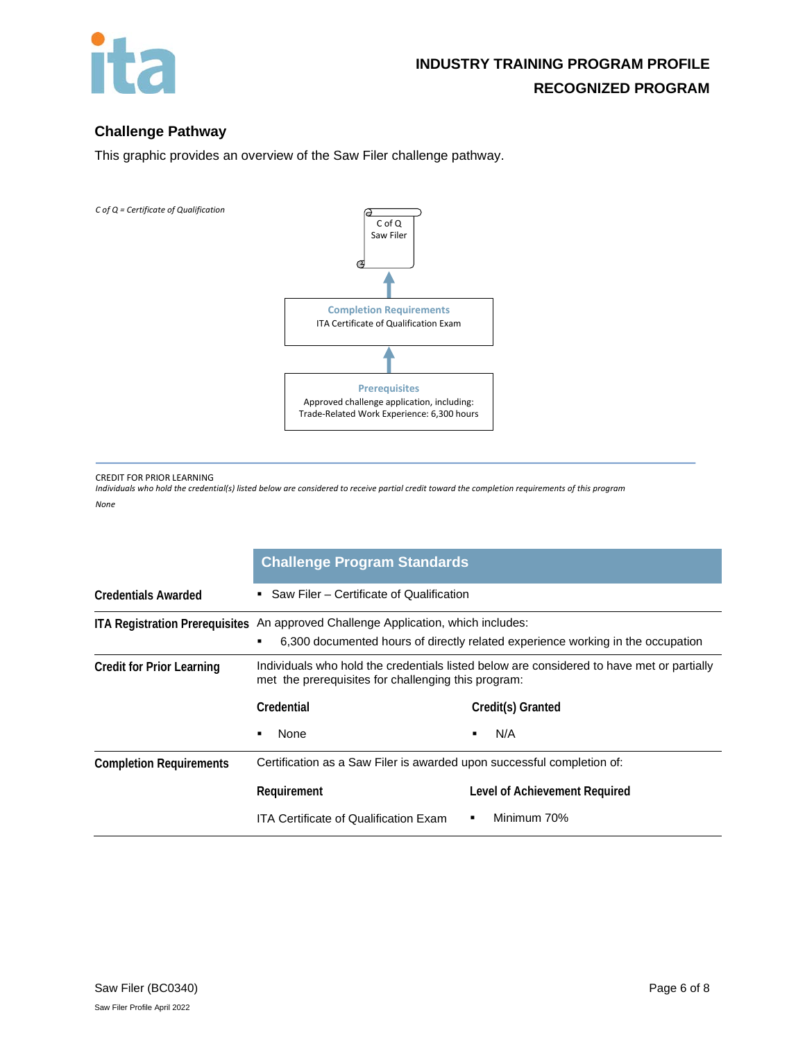## Challenge Pathway

This graphic provides an overview of the Saw Filer challenge pathway.

*C of Q = Certificate of Qualification*

C of Q
Saw Filer

↑

**Completion Requirements**
ITA Certificate of Qualification Exam

↑

**Prerequisites**
Approved challenge application, including:
Trade-Related Work Experience: 6,300 hours

---

CREDIT FOR PRIOR LEARNING
*Individuals who hold the credential(s) listed below are considered to receive partial credit toward the completion requirements of this program*

*None*

| | Challenge Program Standards | |
|---|---|---|
| **Credentials Awarded** | ▪ Saw Filer – Certificate of Qualification | |
| **ITA Registration Prerequisites** | An approved Challenge Application, which includes:<br>▪ 6,300 documented hours of directly related experience working in the occupation | |
| **Credit for Prior Learning** | Individuals who hold the credentials listed below are considered to have met or partially met the prerequisites for challenging this program: | |
| | **Credential** | **Credit(s) Granted** |
| | ▪ None | ▪ N/A |
| **Completion Requirements** | Certification as a Saw Filer is awarded upon successful completion of: | |
| | **Requirement** | **Level of Achievement Required** |
| | ITA Certificate of Qualification Exam | ▪ Minimum 70% |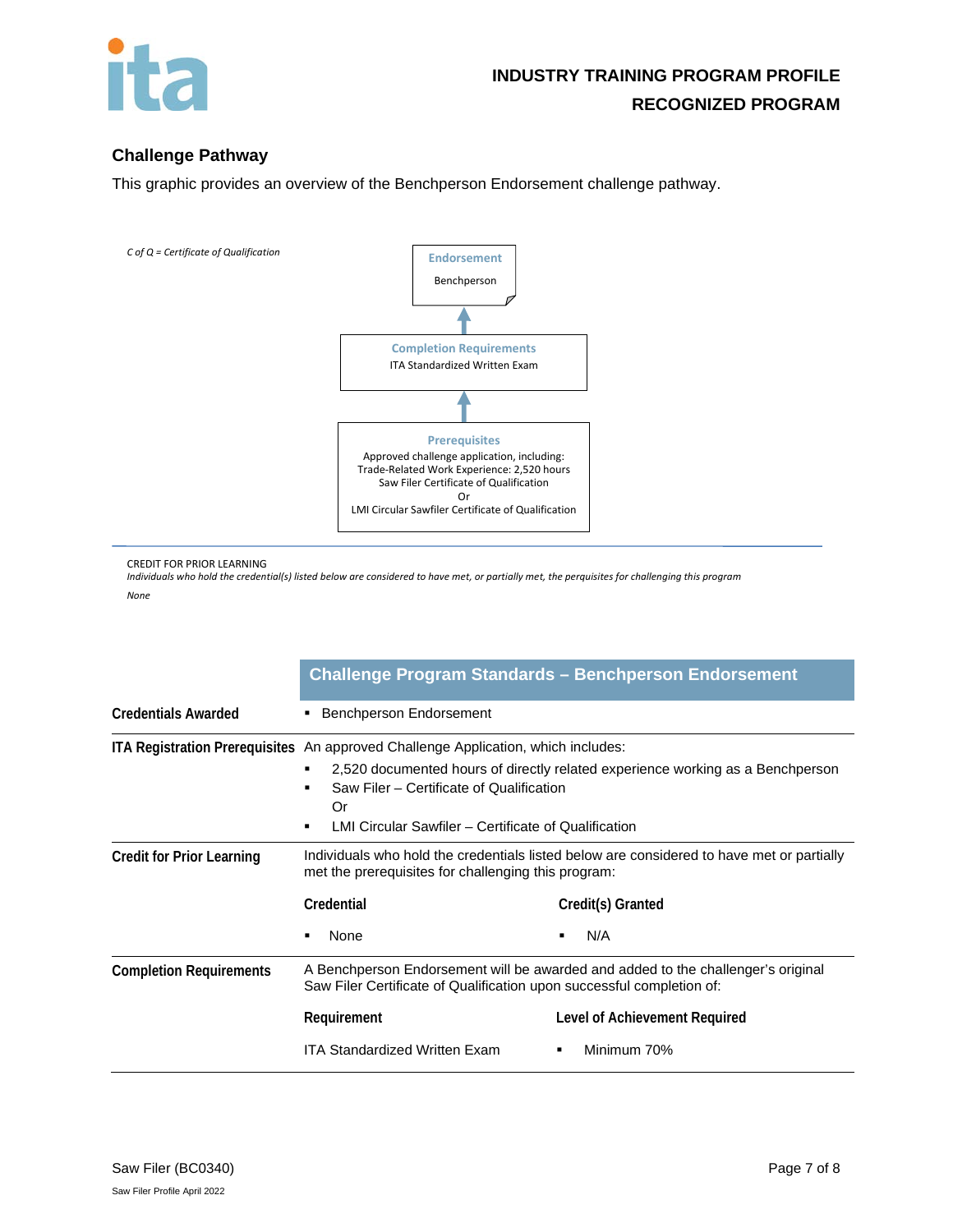## Challenge Pathway

This graphic provides an overview of the Benchperson Endorsement challenge pathway.

*C of Q = Certificate of Qualification*

**Endorsement**
Benchperson

↑

**Completion Requirements**
ITA Standardized Written Exam

↑

**Prerequisites**
Approved challenge application, including:
Trade-Related Work Experience: 2,520 hours
Saw Filer Certificate of Qualification
Or
LMI Circular Sawfiler Certificate of Qualification

CREDIT FOR PRIOR LEARNING

*Individuals who hold the credential(s) listed below are considered to have met, or partially met, the perquisites for challenging this program*

*None*

| | Challenge Program Standards – Benchperson Endorsement |
|---|---|
| **Credentials Awarded** | ▪ Benchperson Endorsement |
| **ITA Registration Prerequisites** | An approved Challenge Application, which includes:<br>▪ 2,520 documented hours of directly related experience working as a Benchperson<br>▪ Saw Filer – Certificate of Qualification<br>Or<br>▪ LMI Circular Sawfiler – Certificate of Qualification |
| **Credit for Prior Learning** | Individuals who hold the credentials listed below are considered to have met or partially met the prerequisites for challenging this program:<br>**Credential**: ▪ None — **Credit(s) Granted**: ▪ N/A |
| **Completion Requirements** | A Benchperson Endorsement will be awarded and added to the challenger's original Saw Filer Certificate of Qualification upon successful completion of:<br>**Requirement**: ITA Standardized Written Exam — **Level of Achievement Required**: ▪ Minimum 70% |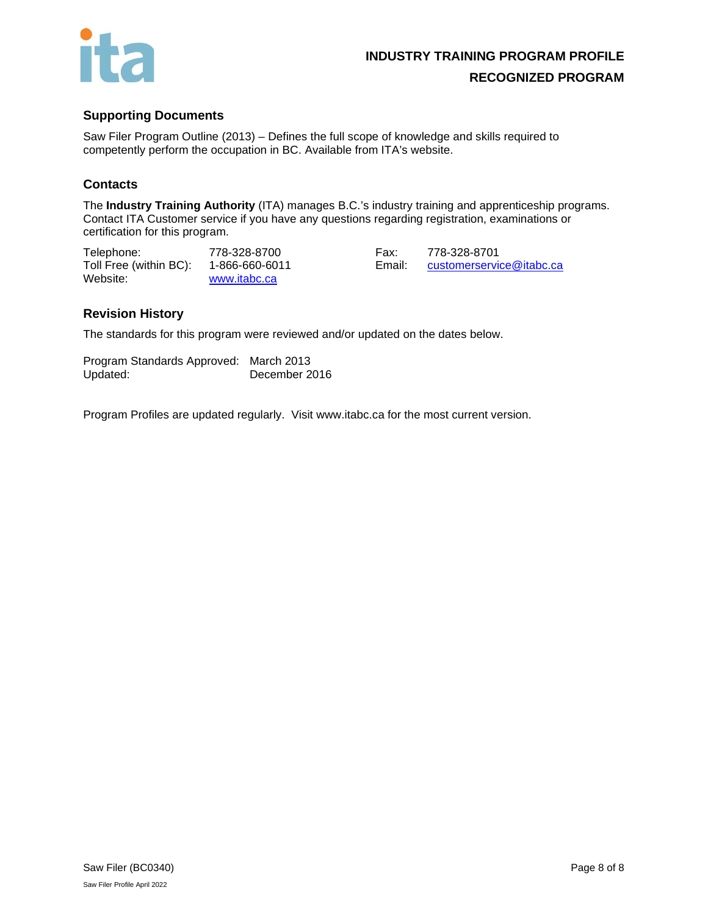## Supporting Documents

Saw Filer Program Outline (2013) – Defines the full scope of knowledge and skills required to competently perform the occupation in BC. Available from ITA's website.

## Contacts

The **Industry Training Authority** (ITA) manages B.C.'s industry training and apprenticeship programs. Contact ITA Customer service if you have any questions regarding registration, examinations or certification for this program.

| | | | |
|---|---|---|---|
| Telephone: | 778-328-8700 | Fax: | 778-328-8701 |
| Toll Free (within BC): | 1-866-660-6011 | Email: | customerservice@itabc.ca |
| Website: | www.itabc.ca | | |

## Revision History

The standards for this program were reviewed and/or updated on the dates below.

| | |
|---|---|
| Program Standards Approved: | March 2013 |
| Updated: | December 2016 |

Program Profiles are updated regularly. Visit www.itabc.ca for the most current version.